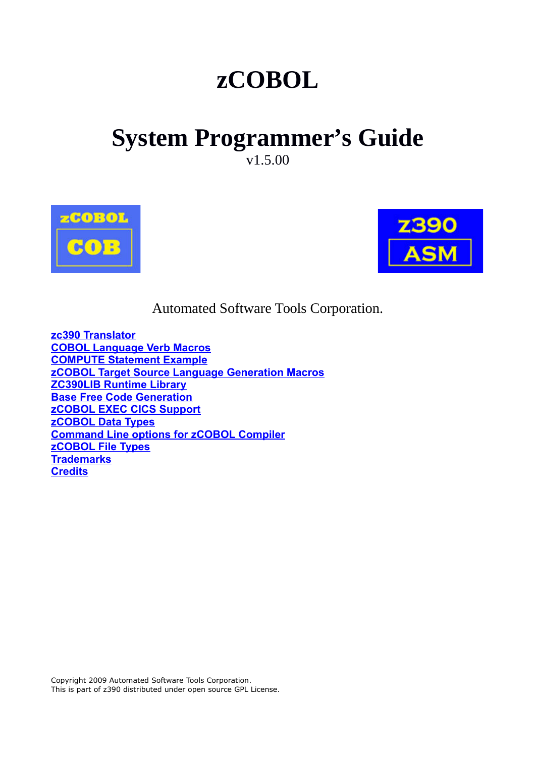# zCOBOL

# System Programmer's Guide

v1.5.00

Automated Software Tools Corporation.

[zc390 Translator](#)
[COBOL Language Verb Macros](#)
[COMPUTE Statement Example](#)
[zCOBOL Target Source Language Generation Macros](#)
[ZC390LIB Runtime Library](#)
[Base Free Code Generation](#)
[zCOBOL EXEC CICS Support](#)
[zCOBOL Data Types](#)
[Command Line options for zCOBOL Compiler](#)
[zCOBOL File Types](#)
[Trademarks](#)
[Credits](#)

Copyright 2009 Automated Software Tools Corporation.
This is part of z390 distributed under open source GPL License.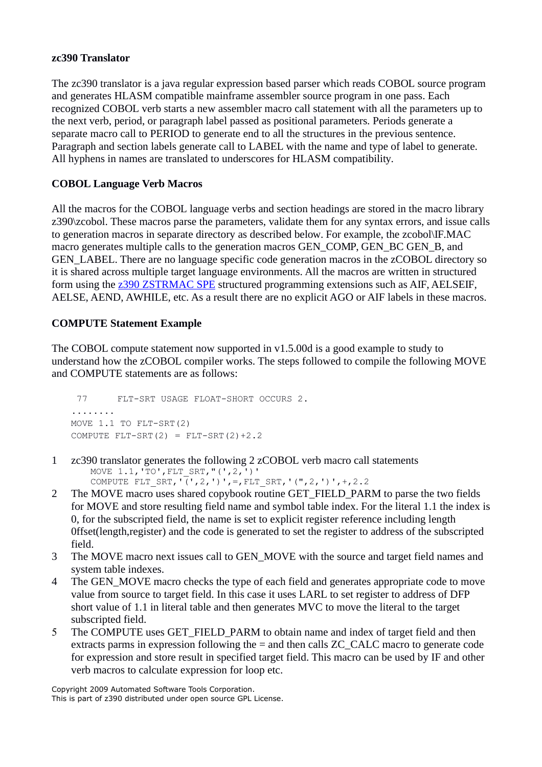### zc390 Translator

The zc390 translator is a java regular expression based parser which reads COBOL source program and generates HLASM compatible mainframe assembler source program in one pass. Each recognized COBOL verb starts a new assembler macro call statement with all the parameters up to the next verb, period, or paragraph label passed as positional parameters. Periods generate a separate macro call to PERIOD to generate end to all the structures in the previous sentence. Paragraph and section labels generate call to LABEL with the name and type of label to generate. All hyphens in names are translated to underscores for HLASM compatibility.

### COBOL Language Verb Macros

All the macros for the COBOL language verbs and section headings are stored in the macro library z390\zcobol. These macros parse the parameters, validate them for any syntax errors, and issue calls to generation macros in separate directory as described below. For example, the zcobol\IF.MAC macro generates multiple calls to the generation macros GEN_COMP, GEN_BC GEN_B, and GEN_LABEL. There are no language specific code generation macros in the zCOBOL directory so it is shared across multiple target language environments. All the macros are written in structured form using the [z390 ZSTRMAC SPE] structured programming extensions such as AIF, AELSEIF, AELSE, AEND, AWHILE, etc. As a result there are no explicit AGO or AIF labels in these macros.

### COMPUTE Statement Example

The COBOL compute statement now supported in v1.5.00d is a good example to study to understand how the zCOBOL compiler works. The steps followed to compile the following MOVE and COMPUTE statements are as follows:

```
 77     FLT-SRT USAGE FLOAT-SHORT OCCURS 2.
........
MOVE 1.1 TO FLT-SRT(2)
COMPUTE FLT-SRT(2) = FLT-SRT(2)+2.2
```

1. zc390 translator generates the following 2 zCOBOL verb macro call statements
   ```
   MOVE 1.1,'TO',FLT_SRT,"(',2,')'
   COMPUTE FLT_SRT,'(',2,')',=,FLT_SRT,'(",2,')',+,2.2
   ```
2. The MOVE macro uses shared copybook routine GET_FIELD_PARM to parse the two fields for MOVE and store resulting field name and symbol table index. For the literal 1.1 the index is 0, for the subscripted field, the name is set to explicit register reference including length 0ffset(length,register) and the code is generated to set the register to address of the subscripted field.
3. The MOVE macro next issues call to GEN_MOVE with the source and target field names and system table indexes.
4. The GEN_MOVE macro checks the type of each field and generates appropriate code to move value from source to target field. In this case it uses LARL to set register to address of DFP short value of 1.1 in literal table and then generates MVC to move the literal to the target subscripted field.
5. The COMPUTE uses GET_FIELD_PARM to obtain name and index of target field and then extracts parms in expression following the = and then calls ZC_CALC macro to generate code for expression and store result in specified target field. This macro can be used by IF and other verb macros to calculate expression for loop etc.

Copyright 2009 Automated Software Tools Corporation.
This is part of z390 distributed under open source GPL License.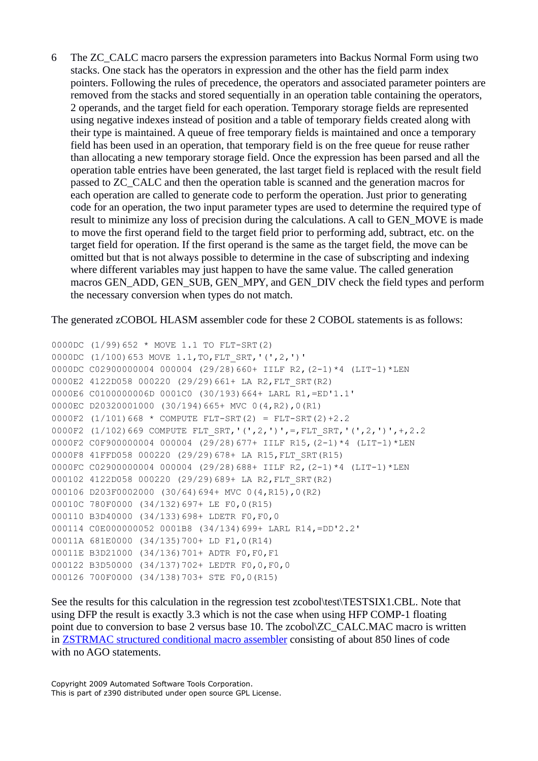6. The ZC_CALC macro parsers the expression parameters into Backus Normal Form using two stacks. One stack has the operators in expression and the other has the field parm index pointers. Following the rules of precedence, the operators and associated parameter pointers are removed from the stacks and stored sequentially in an operation table containing the operators, 2 operands, and the target field for each operation. Temporary storage fields are represented using negative indexes instead of position and a table of temporary fields created along with their type is maintained. A queue of free temporary fields is maintained and once a temporary field has been used in an operation, that temporary field is on the free queue for reuse rather than allocating a new temporary storage field. Once the expression has been parsed and all the operation table entries have been generated, the last target field is replaced with the result field passed to ZC_CALC and then the operation table is scanned and the generation macros for each operation are called to generate code to perform the operation. Just prior to generating code for an operation, the two input parameter types are used to determine the required type of result to minimize any loss of precision during the calculations. A call to GEN_MOVE is made to move the first operand field to the target field prior to performing add, subtract, etc. on the target field for operation. If the first operand is the same as the target field, the move can be omitted but that is not always possible to determine in the case of subscripting and indexing where different variables may just happen to have the same value. The called generation macros GEN_ADD, GEN_SUB, GEN_MPY, and GEN_DIV check the field types and perform the necessary conversion when types do not match.

The generated zCOBOL HLASM assembler code for these 2 COBOL statements is as follows:

```
0000DC (1/99)652 * MOVE 1.1 TO FLT-SRT(2)
0000DC (1/100)653 MOVE 1.1,TO,FLT_SRT,'(',2,')'
0000DC C02900000004 000004 (29/28)660+ IILF R2,(2-1)*4 (LIT-1)*LEN
0000E2 4122D058 000220 (29/29)661+ LA R2,FLT_SRT(R2)
0000E6 C0100000006D 0001C0 (30/193)664+ LARL R1,=ED'1.1'
0000EC D20320001000 (30/194)665+ MVC 0(4,R2),0(R1)
0000F2 (1/101)668 * COMPUTE FLT-SRT(2) = FLT-SRT(2)+2.2
0000F2 (1/102)669 COMPUTE FLT_SRT,'(',2,')',=,FLT_SRT,'(',2,')',+,2.2
0000F2 C0F900000004 000004 (29/28)677+ IILF R15,(2-1)*4 (LIT-1)*LEN
0000F8 41FFD058 000220 (29/29)678+ LA R15,FLT_SRT(R15)
0000FC C02900000004 000004 (29/28)688+ IILF R2,(2-1)*4 (LIT-1)*LEN
000102 4122D058 000220 (29/29)689+ LA R2,FLT_SRT(R2)
000106 D203F0002000 (30/64)694+ MVC 0(4,R15),0(R2)
00010C 780F0000 (34/132)697+ LE F0,0(R15)
000110 B3D40000 (34/133)698+ LDETR F0,F0,0
000114 C0E000000052 0001B8 (34/134)699+ LARL R14,=DD'2.2'
00011A 681E0000 (34/135)700+ LD F1,0(R14)
00011E B3D21000 (34/136)701+ ADTR F0,F0,F1
000122 B3D50000 (34/137)702+ LEDTR F0,0,F0,0
000126 700F0000 (34/138)703+ STE F0,0(R15)
```

See the results for this calculation in the regression test zcobol\test\TESTSIX1.CBL. Note that using DFP the result is exactly 3.3 which is not the case when using HFP COMP-1 floating point due to conversion to base 2 versus base 10. The zcobol\ZC_CALC.MAC macro is written in ZSTRMAC structured conditional macro assembler consisting of about 850 lines of code with no AGO statements.

Copyright 2009 Automated Software Tools Corporation.
This is part of z390 distributed under open source GPL License.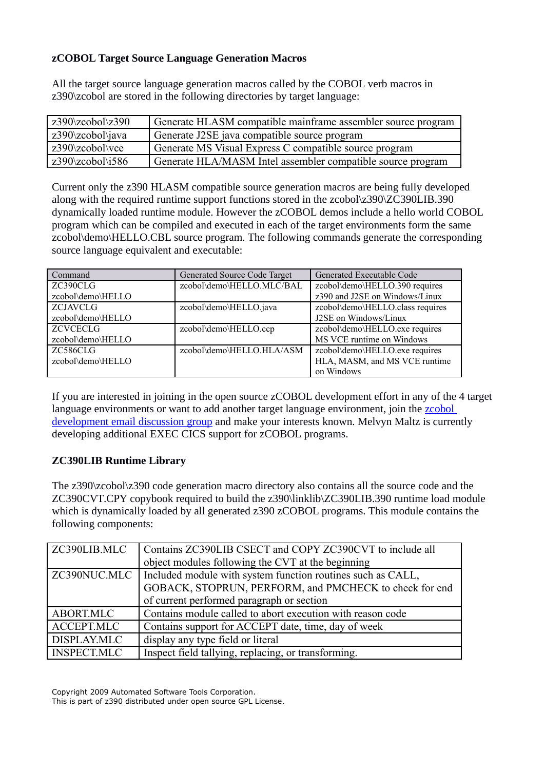**zCOBOL Target Source Language Generation Macros**

All the target source language generation macros called by the COBOL verb macros in z390\zcobol are stored in the following directories by target language:

| | |
|---|---|
| z390\zcobol\z390 | Generate HLASM compatible mainframe assembler source program |
| z390\zcobol\java | Generate J2SE java compatible source program |
| z390\zcobol\vce | Generate MS Visual Express C compatible source program |
| z390\zcobol\i586 | Generate HLA/MASM Intel assembler compatible source program |

Current only the z390 HLASM compatible source generation macros are being fully developed along with the required runtime support functions stored in the zcobol\z390\ZC390LIB.390 dynamically loaded runtime module. However the zCOBOL demos include a hello world COBOL program which can be compiled and executed in each of the target environments form the same zcobol\demo\HELLO.CBL source program. The following commands generate the corresponding source language equivalent and executable:

| Command | Generated Source Code Target | Generated Executable Code |
|---|---|---|
| ZC390CLG zcobol\demo\HELLO | zcobol\demo\HELLO.MLC/BAL | zcobol\demo\HELLO.390 requires z390 and J2SE on Windows/Linux |
| ZCJAVCLG zcobol\demo\HELLO | zcobol\demo\HELLO.java | zcobol\demo\HELLO.class requires J2SE on Windows/Linux |
| ZCVCECLG zcobol\demo\HELLO | zcobol\demo\HELLO.ccp | zcobol\demo\HELLO.exe requires MS VCE runtime on Windows |
| ZC586CLG zcobol\demo\HELLO | zcobol\demo\HELLO.HLA/ASM | zcobol\demo\HELLO.exe requires HLA, MASM, and MS VCE runtime on Windows |

If you are interested in joining in the open source zCOBOL development effort in any of the 4 target language environments or want to add another target language environment, join the zcobol development email discussion group and make your interests known. Melvyn Maltz is currently developing additional EXEC CICS support for zCOBOL programs.

**ZC390LIB Runtime Library**

The z390\zcobol\z390 code generation macro directory also contains all the source code and the ZC390CVT.CPY copybook required to build the z390\linklib\ZC390LIB.390 runtime load module which is dynamically loaded by all generated z390 zCOBOL programs. This module contains the following components:

| | |
|---|---|
| ZC390LIB.MLC | Contains ZC390LIB CSECT and COPY ZC390CVT to include all object modules following the CVT at the beginning |
| ZC390NUC.MLC | Included module with system function routines such as CALL, GOBACK, STOPRUN, PERFORM, and PMCHECK to check for end of current performed paragraph or section |
| ABORT.MLC | Contains module called to abort execution with reason code |
| ACCEPT.MLC | Contains support for ACCEPT date, time, day of week |
| DISPLAY.MLC | display any type field or literal |
| INSPECT.MLC | Inspect field tallying, replacing, or transforming. |

Copyright 2009 Automated Software Tools Corporation.
This is part of z390 distributed under open source GPL License.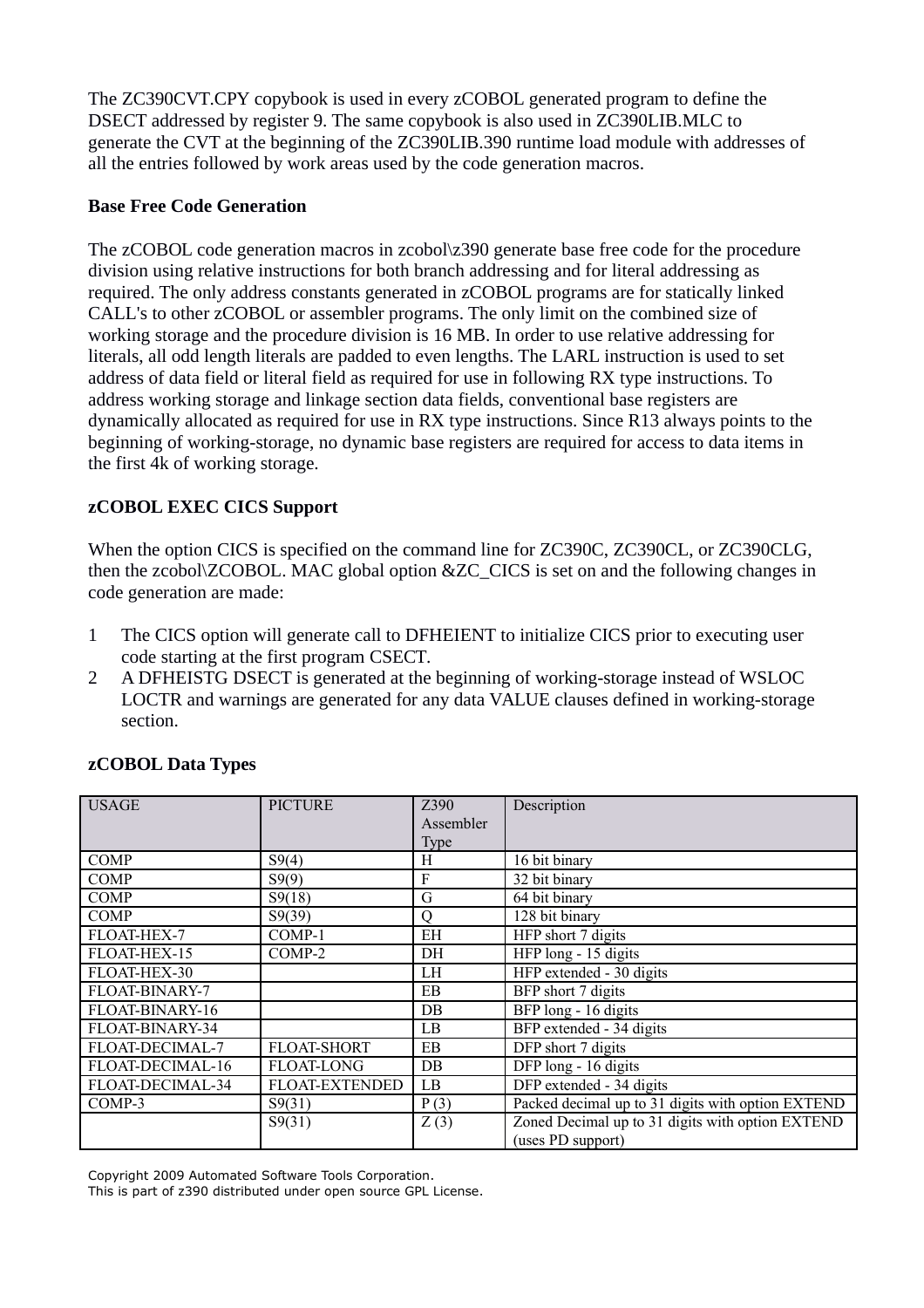The ZC390CVT.CPY copybook is used in every zCOBOL generated program to define the DSECT addressed by register 9. The same copybook is also used in ZC390LIB.MLC to generate the CVT at the beginning of the ZC390LIB.390 runtime load module with addresses of all the entries followed by work areas used by the code generation macros.

## Base Free Code Generation

The zCOBOL code generation macros in zcobol\z390 generate base free code for the procedure division using relative instructions for both branch addressing and for literal addressing as required. The only address constants generated in zCOBOL programs are for statically linked CALL's to other zCOBOL or assembler programs. The only limit on the combined size of working storage and the procedure division is 16 MB. In order to use relative addressing for literals, all odd length literals are padded to even lengths. The LARL instruction is used to set address of data field or literal field as required for use in following RX type instructions. To address working storage and linkage section data fields, conventional base registers are dynamically allocated as required for use in RX type instructions. Since R13 always points to the beginning of working-storage, no dynamic base registers are required for access to data items in the first 4k of working storage.

## zCOBOL EXEC CICS Support

When the option CICS is specified on the command line for ZC390C, ZC390CL, or ZC390CLG, then the zcobol\ZCOBOL. MAC global option &ZC_CICS is set on and the following changes in code generation are made:

1. The CICS option will generate call to DFHEIENT to initialize CICS prior to executing user code starting at the first program CSECT.
2. A DFHEISTG DSECT is generated at the beginning of working-storage instead of WSLOC LOCTR and warnings are generated for any data VALUE clauses defined in working-storage section.

## zCOBOL Data Types

| USAGE | PICTURE | Z390 Assembler Type | Description |
|---|---|---|---|
| COMP | S9(4) | H | 16 bit binary |
| COMP | S9(9) | F | 32 bit binary |
| COMP | S9(18) | G | 64 bit binary |
| COMP | S9(39) | Q | 128 bit binary |
| FLOAT-HEX-7 | COMP-1 | EH | HFP short 7 digits |
| FLOAT-HEX-15 | COMP-2 | DH | HFP long - 15 digits |
| FLOAT-HEX-30 | | LH | HFP extended - 30 digits |
| FLOAT-BINARY-7 | | EB | BFP short 7 digits |
| FLOAT-BINARY-16 | | DB | BFP long - 16 digits |
| FLOAT-BINARY-34 | | LB | BFP extended - 34 digits |
| FLOAT-DECIMAL-7 | FLOAT-SHORT | EB | DFP short 7 digits |
| FLOAT-DECIMAL-16 | FLOAT-LONG | DB | DFP long - 16 digits |
| FLOAT-DECIMAL-34 | FLOAT-EXTENDED | LB | DFP extended - 34 digits |
| COMP-3 | S9(31) | P (3) | Packed decimal up to 31 digits with option EXTEND |
| | S9(31) | Z (3) | Zoned Decimal up to 31 digits with option EXTEND (uses PD support) |

Copyright 2009 Automated Software Tools Corporation.
This is part of z390 distributed under open source GPL License.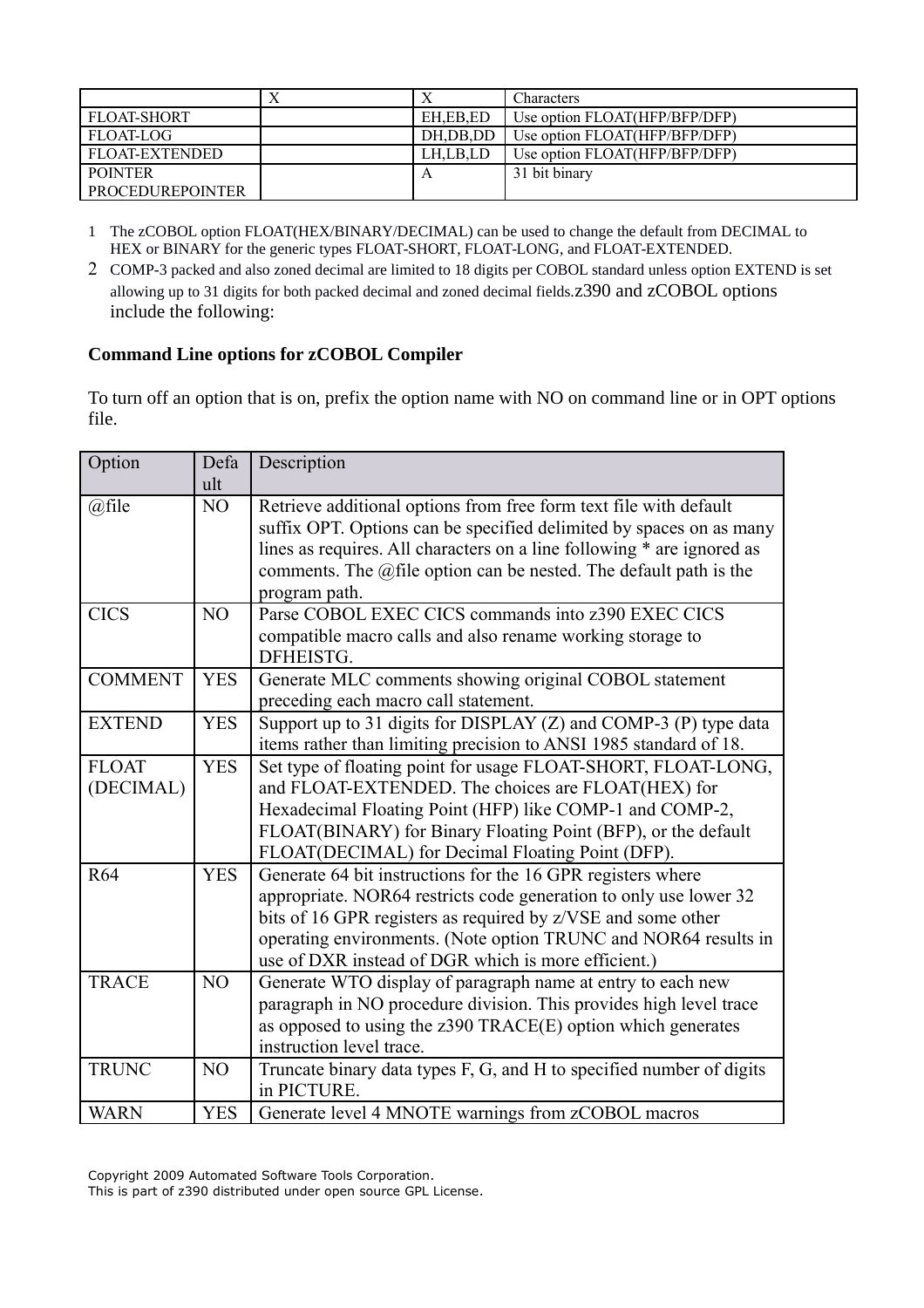|  | X | X | Characters |
|---|---|---|---|
| FLOAT-SHORT |  | EH,EB,ED | Use option FLOAT(HFP/BFP/DFP) |
| FLOAT-LOG |  | DH,DB,DD | Use option FLOAT(HFP/BFP/DFP) |
| FLOAT-EXTENDED |  | LH,LB,LD | Use option FLOAT(HFP/BFP/DFP) |
| POINTER PROCEDUREPOINTER |  | A | 31 bit binary |

1 The zCOBOL option FLOAT(HEX/BINARY/DECIMAL) can be used to change the default from DECIMAL to HEX or BINARY for the generic types FLOAT-SHORT, FLOAT-LONG, and FLOAT-EXTENDED.

2 COMP-3 packed and also zoned decimal are limited to 18 digits per COBOL standard unless option EXTEND is set allowing up to 31 digits for both packed decimal and zoned decimal fields.z390 and zCOBOL options include the following:

**Command Line options for zCOBOL Compiler**

To turn off an option that is on, prefix the option name with NO on command line or in OPT options file.

| Option | Default | Description |
|---|---|---|
| @file | NO | Retrieve additional options from free form text file with default suffix OPT. Options can be specified delimited by spaces on as many lines as requires. All characters on a line following * are ignored as comments. The @file option can be nested. The default path is the program path. |
| CICS | NO | Parse COBOL EXEC CICS commands into z390 EXEC CICS compatible macro calls and also rename working storage to DFHEISTG. |
| COMMENT | YES | Generate MLC comments showing original COBOL statement preceding each macro call statement. |
| EXTEND | YES | Support up to 31 digits for DISPLAY (Z) and COMP-3 (P) type data items rather than limiting precision to ANSI 1985 standard of 18. |
| FLOAT (DECIMAL) | YES | Set type of floating point for usage FLOAT-SHORT, FLOAT-LONG, and FLOAT-EXTENDED. The choices are FLOAT(HEX) for Hexadecimal Floating Point (HFP) like COMP-1 and COMP-2, FLOAT(BINARY) for Binary Floating Point (BFP), or the default FLOAT(DECIMAL) for Decimal Floating Point (DFP). |
| R64 | YES | Generate 64 bit instructions for the 16 GPR registers where appropriate. NOR64 restricts code generation to only use lower 32 bits of 16 GPR registers as required by z/VSE and some other operating environments. (Note option TRUNC and NOR64 results in use of DXR instead of DGR which is more efficient.) |
| TRACE | NO | Generate WTO display of paragraph name at entry to each new paragraph in NO procedure division. This provides high level trace as opposed to using the z390 TRACE(E) option which generates instruction level trace. |
| TRUNC | NO | Truncate binary data types F, G, and H to specified number of digits in PICTURE. |
| WARN | YES | Generate level 4 MNOTE warnings from zCOBOL macros |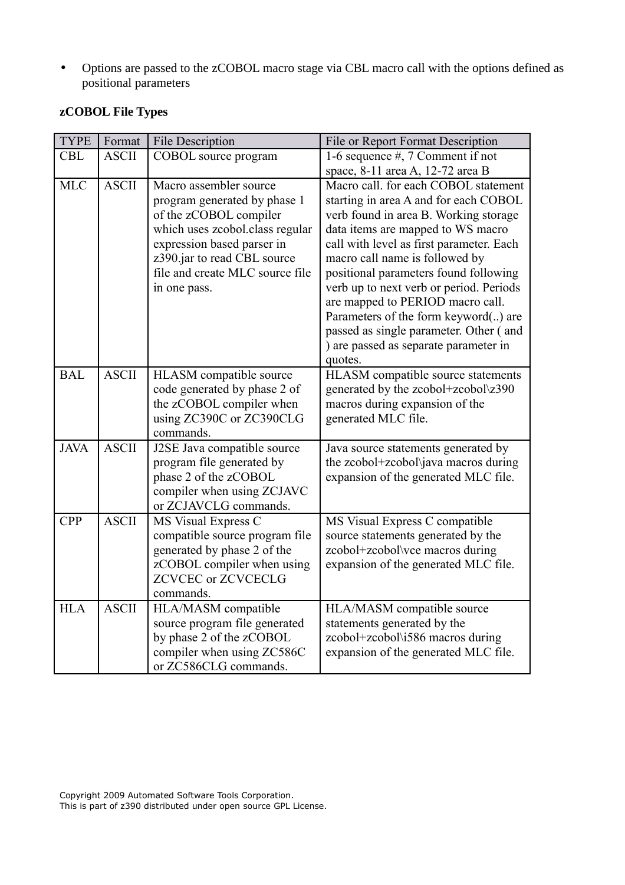- Options are passed to the zCOBOL macro stage via CBL macro call with the options defined as positional parameters

**zCOBOL File Types**

| TYPE | Format | File Description | File or Report Format Description |
|---|---|---|---|
| CBL | ASCII | COBOL source program | 1-6 sequence #, 7 Comment if not space, 8-11 area A, 12-72 area B |
| MLC | ASCII | Macro assembler source program generated by phase 1 of the zCOBOL compiler which uses zcobol.class regular expression based parser in z390.jar to read CBL source file and create MLC source file in one pass. | Macro call. for each COBOL statement starting in area A and for each COBOL verb found in area B. Working storage data items are mapped to WS macro call with level as first parameter. Each macro call name is followed by positional parameters found following verb up to next verb or period. Periods are mapped to PERIOD macro call. Parameters of the form keyword(..) are passed as single parameter. Other ( and ) are passed as separate parameter in quotes. |
| BAL | ASCII | HLASM compatible source code generated by phase 2 of the zCOBOL compiler when using ZC390C or ZC390CLG commands. | HLASM compatible source statements generated by the zcobol+zcobol\z390 macros during expansion of the generated MLC file. |
| JAVA | ASCII | J2SE Java compatible source program file generated by phase 2 of the zCOBOL compiler when using ZCJAVC or ZCJAVCLG commands. | Java source statements generated by the zcobol+zcobol\java macros during expansion of the generated MLC file. |
| CPP | ASCII | MS Visual Express C compatible source program file generated by phase 2 of the zCOBOL compiler when using ZCVCEC or ZCVCECLG commands. | MS Visual Express C compatible source statements generated by the zcobol+zcobol\vce macros during expansion of the generated MLC file. |
| HLA | ASCII | HLA/MASM compatible source program file generated by phase 2 of the zCOBOL compiler when using ZC586C or ZC586CLG commands. | HLA/MASM compatible source statements generated by the zcobol+zcobol\i586 macros during expansion of the generated MLC file. |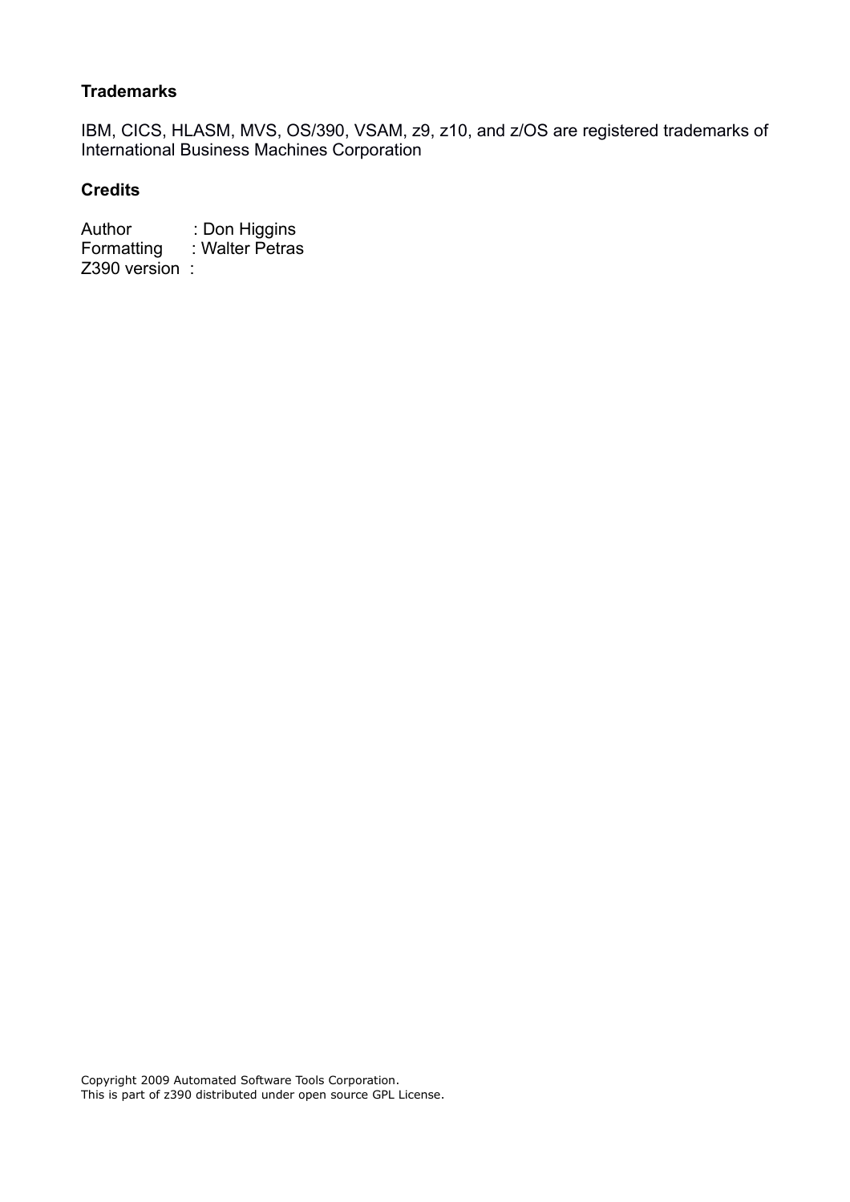**Trademarks**

IBM, CICS, HLASM, MVS, OS/390, VSAM, z9, z10, and z/OS are registered trademarks of International Business Machines Corporation

**Credits**

Author : Don Higgins
Formatting : Walter Petras
Z390 version :

Copyright 2009 Automated Software Tools Corporation.
This is part of z390 distributed under open source GPL License.